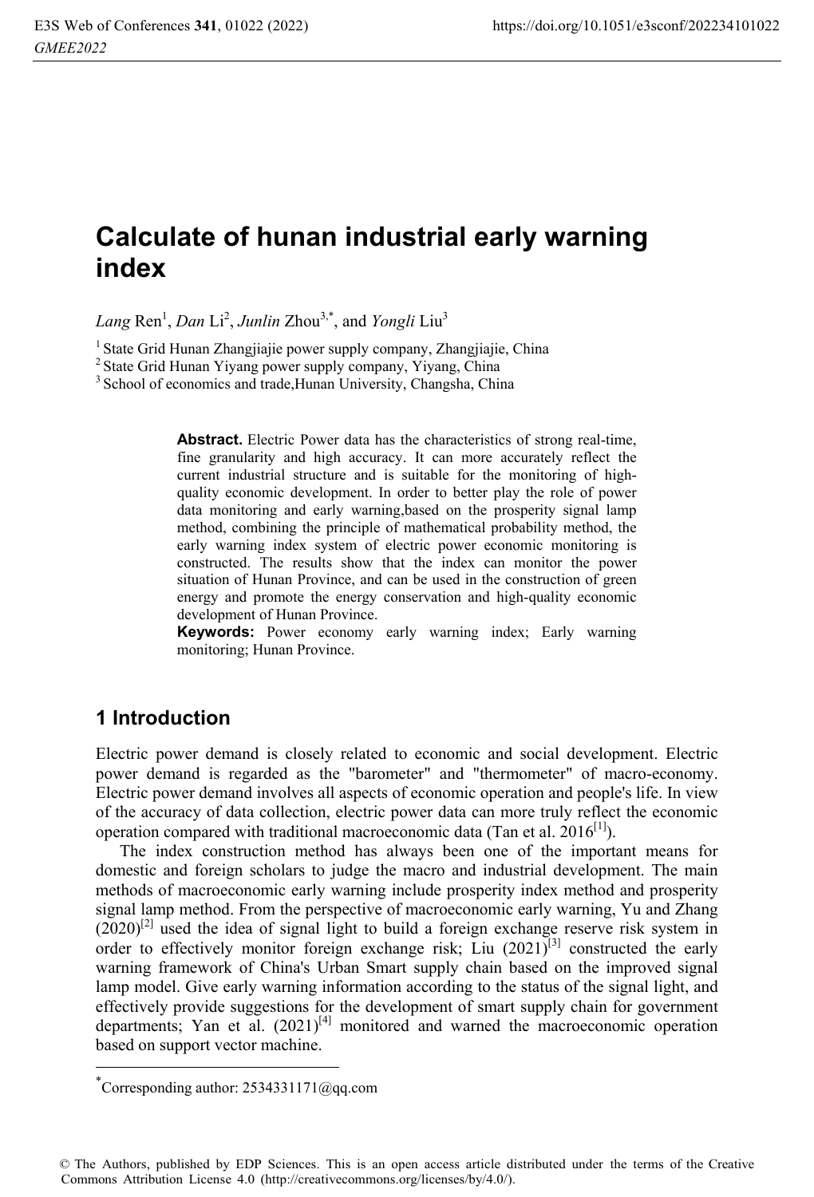# Calculate of hunan industrial early warning index

*Lang* Ren[1], *Dan* Li[2], *Junlin* Zhou[3,*], and *Yongli* Liu[3]

[1] State Grid Hunan Zhangjiajie power supply company, Zhangjiajie, China
[2] State Grid Hunan Yiyang power supply company, Yiyang, China
[3] School of economics and trade,Hunan University, Changsha, China

**Abstract.** Electric Power data has the characteristics of strong real-time, fine granularity and high accuracy. It can more accurately reflect the current industrial structure and is suitable for the monitoring of high-quality economic development. In order to better play the role of power data monitoring and early warning,based on the prosperity signal lamp method, combining the principle of mathematical probability method, the early warning index system of electric power economic monitoring is constructed. The results show that the index can monitor the power situation of Hunan Province, and can be used in the construction of green energy and promote the energy conservation and high-quality economic development of Hunan Province.

**Keywords:** Power economy early warning index; Early warning monitoring; Hunan Province.

## 1 Introduction

Electric power demand is closely related to economic and social development. Electric power demand is regarded as the "barometer" and "thermometer" of macro-economy. Electric power demand involves all aspects of economic operation and people's life. In view of the accuracy of data collection, electric power data can more truly reflect the economic operation compared with traditional macroeconomic data (Tan et al. 2016[1]).

The index construction method has always been one of the important means for domestic and foreign scholars to judge the macro and industrial development. The main methods of macroeconomic early warning include prosperity index method and prosperity signal lamp method. From the perspective of macroeconomic early warning, Yu and Zhang (2020)[2] used the idea of signal light to build a foreign exchange reserve risk system in order to effectively monitor foreign exchange risk; Liu (2021)[3] constructed the early warning framework of China's Urban Smart supply chain based on the improved signal lamp model. Give early warning information according to the status of the signal light, and effectively provide suggestions for the development of smart supply chain for government departments; Yan et al. (2021)[4] monitored and warned the macroeconomic operation based on support vector machine.

[*] Corresponding author: 2534331171@qq.com

© The Authors, published by EDP Sciences. This is an open access article distributed under the terms of the Creative Commons Attribution License 4.0 (http://creativecommons.org/licenses/by/4.0/).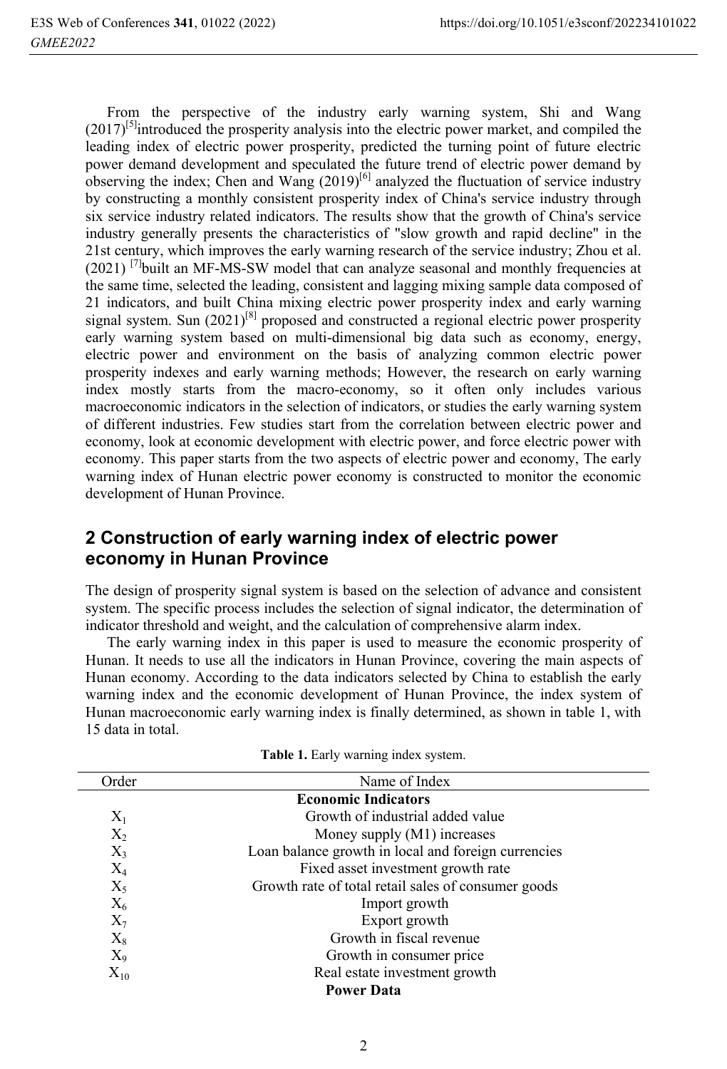From the perspective of the industry early warning system, Shi and Wang (2017)[5]introduced the prosperity analysis into the electric power market, and compiled the leading index of electric power prosperity, predicted the turning point of future electric power demand development and speculated the future trend of electric power demand by observing the index; Chen and Wang (2019)[6] analyzed the fluctuation of service industry by constructing a monthly consistent prosperity index of China's service industry through six service industry related indicators. The results show that the growth of China's service industry generally presents the characteristics of "slow growth and rapid decline" in the 21st century, which improves the early warning research of the service industry; Zhou et al. (2021) [7]built an MF-MS-SW model that can analyze seasonal and monthly frequencies at the same time, selected the leading, consistent and lagging mixing sample data composed of 21 indicators, and built China mixing electric power prosperity index and early warning signal system. Sun (2021)[8] proposed and constructed a regional electric power prosperity early warning system based on multi-dimensional big data such as economy, energy, electric power and environment on the basis of analyzing common electric power prosperity indexes and early warning methods; However, the research on early warning index mostly starts from the macro-economy, so it often only includes various macroeconomic indicators in the selection of indicators, or studies the early warning system of different industries. Few studies start from the correlation between electric power and economy, look at economic development with electric power, and force electric power with economy. This paper starts from the two aspects of electric power and economy, The early warning index of Hunan electric power economy is constructed to monitor the economic development of Hunan Province.

## 2 Construction of early warning index of electric power economy in Hunan Province

The design of prosperity signal system is based on the selection of advance and consistent system. The specific process includes the selection of signal indicator, the determination of indicator threshold and weight, and the calculation of comprehensive alarm index.

The early warning index in this paper is used to measure the economic prosperity of Hunan. It needs to use all the indicators in Hunan Province, covering the main aspects of Hunan economy. According to the data indicators selected by China to establish the early warning index and the economic development of Hunan Province, the index system of Hunan macroeconomic early warning index is finally determined, as shown in table 1, with 15 data in total.

**Table 1.** Early warning index system.

| Order | Name of Index |
|---|---|
| | **Economic Indicators** |
| $X_1$ | Growth of industrial added value |
| $X_2$ | Money supply (M1) increases |
| $X_3$ | Loan balance growth in local and foreign currencies |
| $X_4$ | Fixed asset investment growth rate |
| $X_5$ | Growth rate of total retail sales of consumer goods |
| $X_6$ | Import growth |
| $X_7$ | Export growth |
| $X_8$ | Growth in fiscal revenue |
| $X_9$ | Growth in consumer price |
| $X_{10}$ | Real estate investment growth |
| | **Power Data** |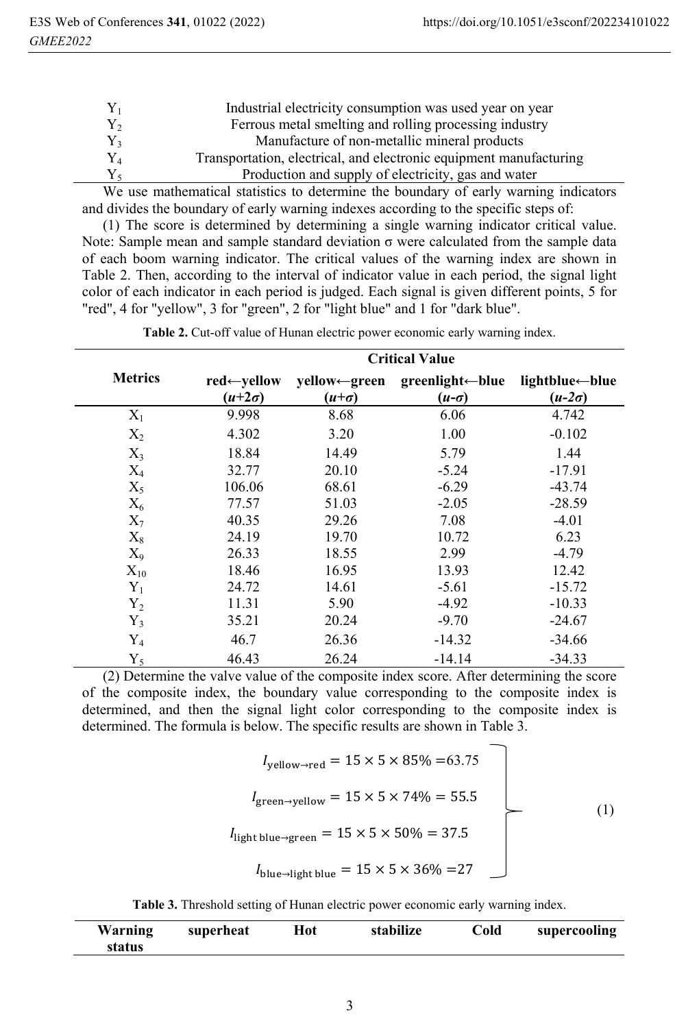| | |
|---|---|
| $Y_1$ | Industrial electricity consumption was used year on year |
| $Y_2$ | Ferrous metal smelting and rolling processing industry |
| $Y_3$ | Manufacture of non-metallic mineral products |
| $Y_4$ | Transportation, electrical, and electronic equipment manufacturing |
| $Y_5$ | Production and supply of electricity, gas and water |

We use mathematical statistics to determine the boundary of early warning indicators and divides the boundary of early warning indexes according to the specific steps of:

(1) The score is determined by determining a single warning indicator critical value. Note: Sample mean and sample standard deviation σ were calculated from the sample data of each boom warning indicator. The critical values of the warning index are shown in Table 2. Then, according to the interval of indicator value in each period, the signal light color of each indicator in each period is judged. Each signal is given different points, 5 for "red", 4 for "yellow", 3 for "green", 2 for "light blue" and 1 for "dark blue".

**Table 2.** Cut-off value of Hunan electric power economic early warning index.

| Metrics | Critical Value | | | |
|---|---|---|---|---|
| | red←yellow ($u+2\sigma$) | yellow←green ($u+\sigma$) | greenlight←blue ($u-\sigma$) | lightblue←blue ($u-2\sigma$) |
| $X_1$ | 9.998 | 8.68 | 6.06 | 4.742 |
| $X_2$ | 4.302 | 3.20 | 1.00 | -0.102 |
| $X_3$ | 18.84 | 14.49 | 5.79 | 1.44 |
| $X_4$ | 32.77 | 20.10 | -5.24 | -17.91 |
| $X_5$ | 106.06 | 68.61 | -6.29 | -43.74 |
| $X_6$ | 77.57 | 51.03 | -2.05 | -28.59 |
| $X_7$ | 40.35 | 29.26 | 7.08 | -4.01 |
| $X_8$ | 24.19 | 19.70 | 10.72 | 6.23 |
| $X_9$ | 26.33 | 18.55 | 2.99 | -4.79 |
| $X_{10}$ | 18.46 | 16.95 | 13.93 | 12.42 |
| $Y_1$ | 24.72 | 14.61 | -5.61 | -15.72 |
| $Y_2$ | 11.31 | 5.90 | -4.92 | -10.33 |
| $Y_3$ | 35.21 | 20.24 | -9.70 | -24.67 |
| $Y_4$ | 46.7 | 26.36 | -14.32 | -34.66 |
| $Y_5$ | 46.43 | 26.24 | -14.14 | -34.33 |

(2) Determine the valve value of the composite index score. After determining the score of the composite index, the boundary value corresponding to the composite index is determined, and then the signal light color corresponding to the composite index is determined. The formula is below. The specific results are shown in Table 3.

$$
\left.
\begin{aligned}
I_{\text{yellow}\rightarrow\text{red}} &= 15 \times 5 \times 85\% = 63.75 \\
I_{\text{green}\rightarrow\text{yellow}} &= 15 \times 5 \times 74\% = 55.5 \\
I_{\text{light blue}\rightarrow\text{green}} &= 15 \times 5 \times 50\% = 37.5 \\
I_{\text{blue}\rightarrow\text{light blue}} &= 15 \times 5 \times 36\% = 27
\end{aligned}
\right\} \quad (1)
$$

**Table 3.** Threshold setting of Hunan electric power economic early warning index.

| Warning status | superheat | Hot | stabilize | Cold | supercooling |
|---|---|---|---|---|---|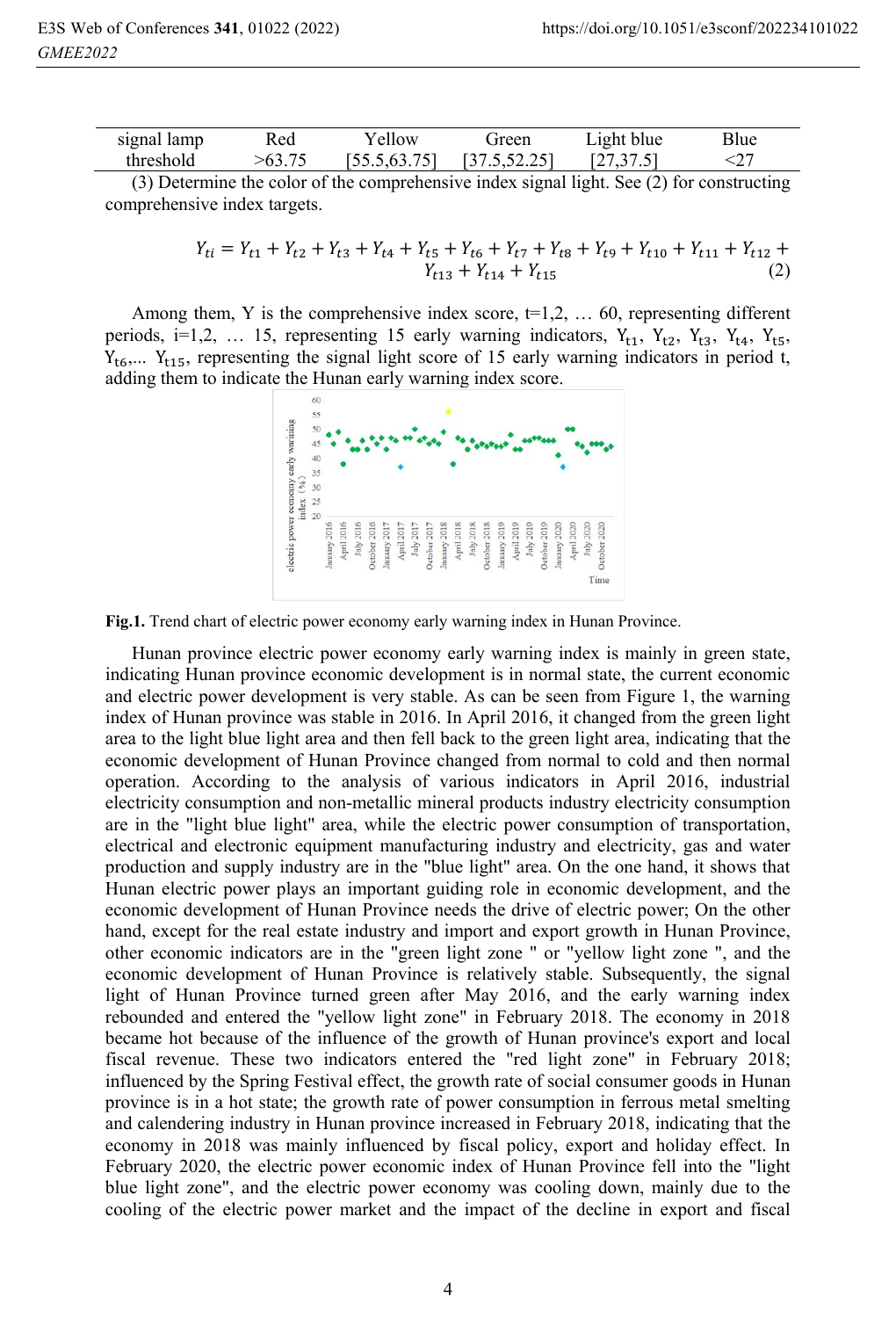| signal lamp | Red | Yellow | Green | Light blue | Blue |
|---|---|---|---|---|---|
| threshold | >63.75 | [55.5,63.75] | [37.5,52.25] | [27,37.5] | <27 |

(3) Determine the color of the comprehensive index signal light. See (2) for constructing comprehensive index targets.

$$Y_{ti} = Y_{t1} + Y_{t2} + Y_{t3} + Y_{t4} + Y_{t5} + Y_{t6} + Y_{t7} + Y_{t8} + Y_{t9} + Y_{t10} + Y_{t11} + Y_{t12} + Y_{t13} + Y_{t14} + Y_{t15} \quad (2)$$

Among them, Y is the comprehensive index score, t=1,2, … 60, representing different periods, i=1,2, … 15, representing 15 early warning indicators, $Y_{t1}$, $Y_{t2}$, $Y_{t3}$, $Y_{t4}$, $Y_{t5}$, $Y_{t6}$,... $Y_{t15}$, representing the signal light score of 15 early warning indicators in period t, adding them to indicate the Hunan early warning index score.

**Fig.1.** Trend chart of electric power economy early warning index in Hunan Province.

Hunan province electric power economy early warning index is mainly in green state, indicating Hunan province economic development is in normal state, the current economic and electric power development is very stable. As can be seen from Figure 1, the warning index of Hunan province was stable in 2016. In April 2016, it changed from the green light area to the light blue light area and then fell back to the green light area, indicating that the economic development of Hunan Province changed from normal to cold and then normal operation. According to the analysis of various indicators in April 2016, industrial electricity consumption and non-metallic mineral products industry electricity consumption are in the "light blue light" area, while the electric power consumption of transportation, electrical and electronic equipment manufacturing industry and electricity, gas and water production and supply industry are in the "blue light" area. On the one hand, it shows that Hunan electric power plays an important guiding role in economic development, and the economic development of Hunan Province needs the drive of electric power; On the other hand, except for the real estate industry and import and export growth in Hunan Province, other economic indicators are in the "green light zone " or "yellow light zone ", and the economic development of Hunan Province is relatively stable. Subsequently, the signal light of Hunan Province turned green after May 2016, and the early warning index rebounded and entered the "yellow light zone" in February 2018. The economy in 2018 became hot because of the influence of the growth of Hunan province's export and local fiscal revenue. These two indicators entered the "red light zone" in February 2018; influenced by the Spring Festival effect, the growth rate of social consumer goods in Hunan province is in a hot state; the growth rate of power consumption in ferrous metal smelting and calendering industry in Hunan province increased in February 2018, indicating that the economy in 2018 was mainly influenced by fiscal policy, export and holiday effect. In February 2020, the electric power economic index of Hunan Province fell into the "light blue light zone", and the electric power economy was cooling down, mainly due to the cooling of the electric power market and the impact of the decline in export and fiscal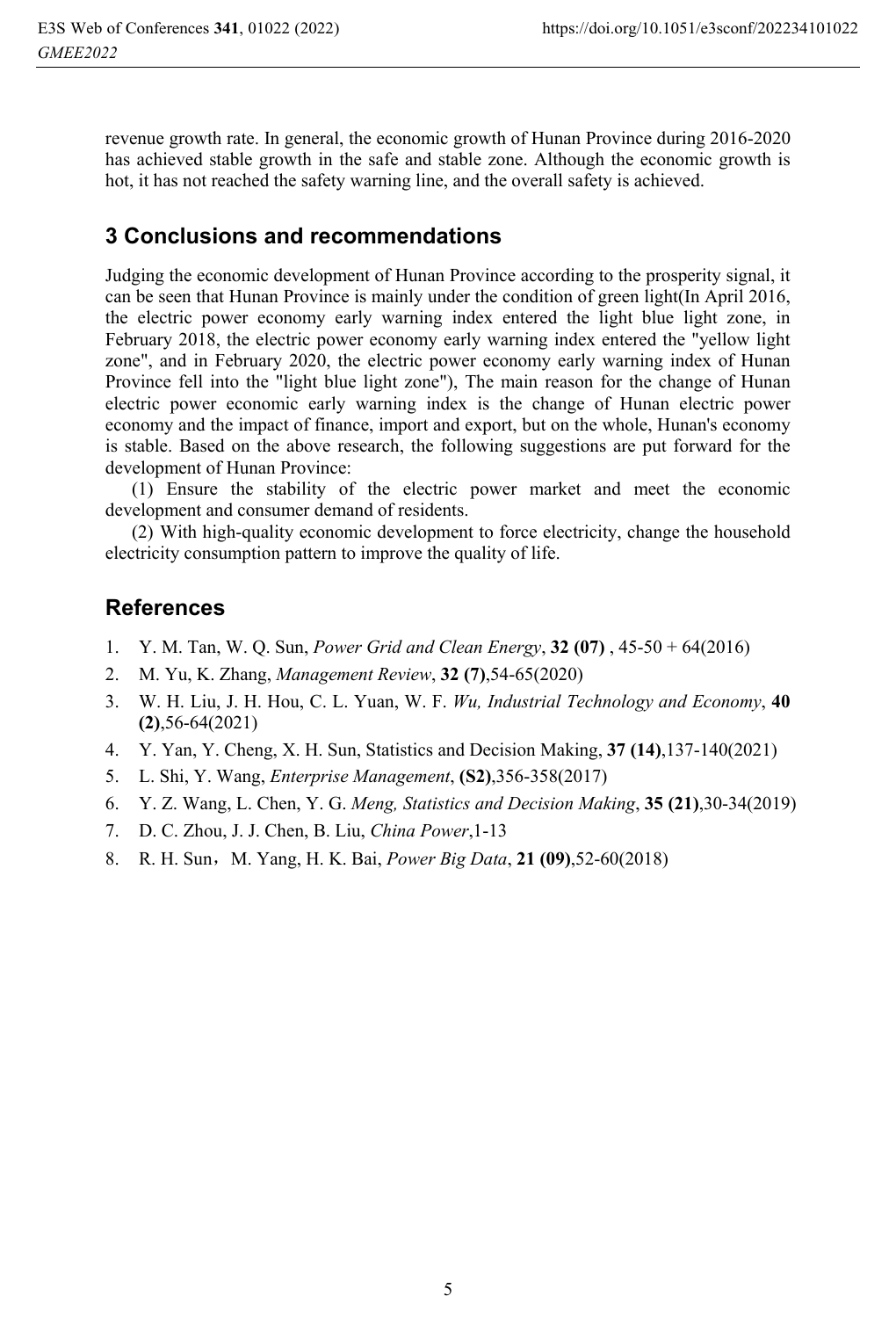revenue growth rate. In general, the economic growth of Hunan Province during 2016-2020 has achieved stable growth in the safe and stable zone. Although the economic growth is hot, it has not reached the safety warning line, and the overall safety is achieved.

## 3 Conclusions and recommendations

Judging the economic development of Hunan Province according to the prosperity signal, it can be seen that Hunan Province is mainly under the condition of green light(In April 2016, the electric power economy early warning index entered the light blue light zone, in February 2018, the electric power economy early warning index entered the "yellow light zone", and in February 2020, the electric power economy early warning index of Hunan Province fell into the "light blue light zone"), The main reason for the change of Hunan electric power economic early warning index is the change of Hunan electric power economy and the impact of finance, import and export, but on the whole, Hunan's economy is stable. Based on the above research, the following suggestions are put forward for the development of Hunan Province:

(1) Ensure the stability of the electric power market and meet the economic development and consumer demand of residents.

(2) With high-quality economic development to force electricity, change the household electricity consumption pattern to improve the quality of life.

## References

1. Y. M. Tan, W. Q. Sun, *Power Grid and Clean Energy*, **32 (07)** , 45-50 + 64(2016)
2. M. Yu, K. Zhang, *Management Review*, **32 (7)**,54-65(2020)
3. W. H. Liu, J. H. Hou, C. L. Yuan, W. F. *Wu, Industrial Technology and Economy*, **40 (2)**,56-64(2021)
4. Y. Yan, Y. Cheng, X. H. Sun, Statistics and Decision Making, **37 (14)**,137-140(2021)
5. L. Shi, Y. Wang, *Enterprise Management*, **(S2)**,356-358(2017)
6. Y. Z. Wang, L. Chen, Y. G. *Meng, Statistics and Decision Making*, **35 (21)**,30-34(2019)
7. D. C. Zhou, J. J. Chen, B. Liu, *China Power*,1-13
8. R. H. Sun，M. Yang, H. K. Bai, *Power Big Data*, **21 (09)**,52-60(2018)